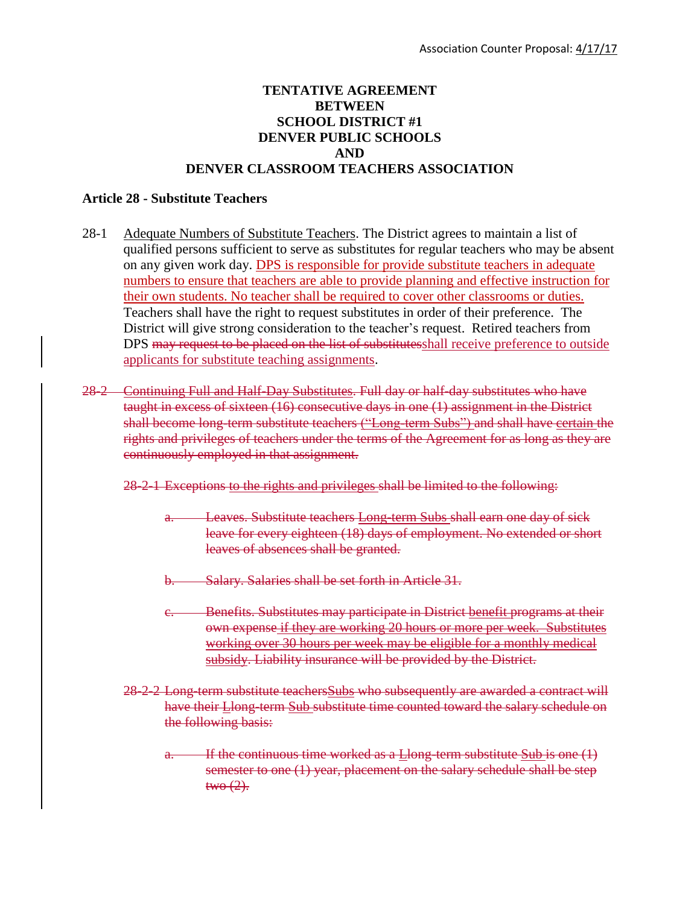Association Counter Proposal: 4/17/17

**TENTATIVE AGREEMENT**
**BETWEEN**
**SCHOOL DISTRICT #1**
**DENVER PUBLIC SCHOOLS**
**AND**
**DENVER CLASSROOM TEACHERS ASSOCIATION**

## Article 28 - Substitute Teachers

28-1 Adequate Numbers of Substitute Teachers. The District agrees to maintain a list of qualified persons sufficient to serve as substitutes for regular teachers who may be absent on any given work day. DPS is responsible for provide substitute teachers in adequate numbers to ensure that teachers are able to provide planning and effective instruction for their own students. No teacher shall be required to cover other classrooms or duties. Teachers shall have the right to request substitutes in order of their preference. The District will give strong consideration to the teacher's request. Retired teachers from DPS ~~may request to be placed on the list of substitutes~~shall receive preference to outside applicants for substitute teaching assignments.

~~28-2 Continuing Full and Half-Day Substitutes. Full day or half-day substitutes who have taught in excess of sixteen (16) consecutive days in one (1) assignment in the District shall become long-term substitute teachers ("Long-term Subs") and shall have certain the rights and privileges of teachers under the terms of the Agreement for as long as they are continuously employed in that assignment.~~

~~28-2-1 Exceptions to the rights and privileges shall be limited to the following:~~

~~a. Leaves. Substitute teachers Long-term Subs shall earn one day of sick leave for every eighteen (18) days of employment. No extended or short leaves of absences shall be granted.~~

~~b. Salary. Salaries shall be set forth in Article 31.~~

~~c. Benefits. Substitutes may participate in District benefit programs at their own expense if they are working 20 hours or more per week. Substitutes working over 30 hours per week may be eligible for a monthly medical subsidy. Liability insurance will be provided by the District.~~

~~28-2-2 Long-term substitute teachersSubs who subsequently are awarded a contract will have their Llong-term Sub substitute time counted toward the salary schedule on the following basis:~~

~~a. If the continuous time worked as a Llong-term substitute Sub is one (1) semester to one (1) year, placement on the salary schedule shall be step two (2).~~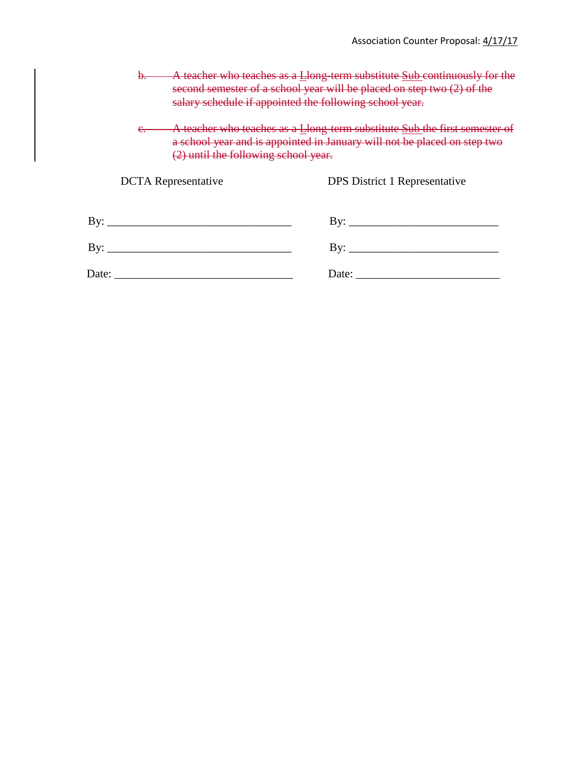b. ~~A teacher who teaches as a Llong-term substitute Sub continuously for the second semester of a school year will be placed on step two (2) of the salary schedule if appointed the following school year.~~

c. ~~A teacher who teaches as a Llong-term substitute Sub the first semester of a school year and is appointed in January will not be placed on step two (2) until the following school year.~~

| DCTA Representative | DPS District 1 Representative |
| --- | --- |
| By: ________________________________ | By: __________________________ |
| By: ________________________________ | By: __________________________ |
| Date: _______________________________ | Date: _________________________ |